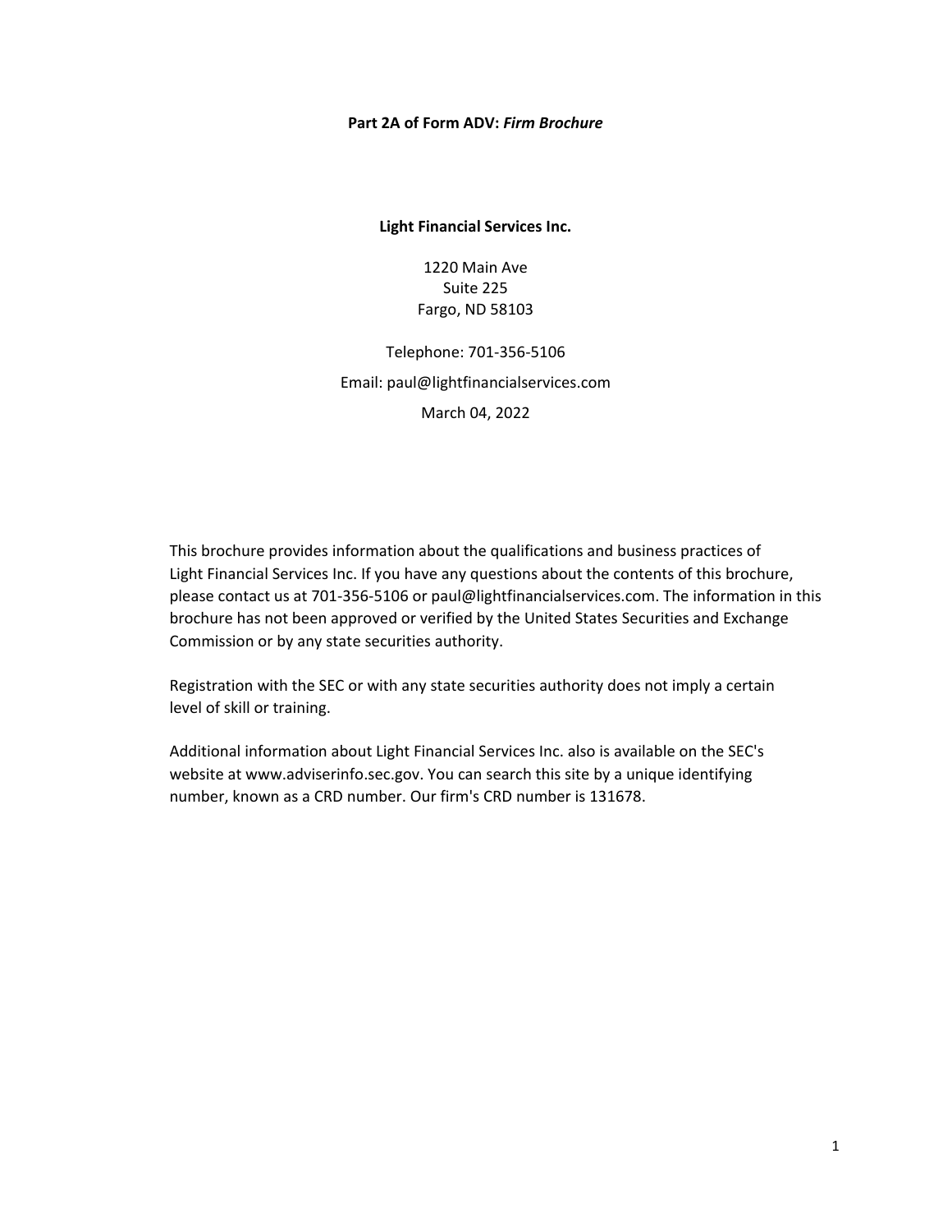**Part 2A of Form ADV: *Firm Brochure***

**Light Financial Services Inc.**

1220 Main Ave
Suite 225
Fargo, ND 58103

Telephone: 701-356-5106

Email: paul@lightfinancialservices.com

March 04, 2022

This brochure provides information about the qualifications and business practices of Light Financial Services Inc. If you have any questions about the contents of this brochure, please contact us at 701-356-5106 or paul@lightfinancialservices.com. The information in this brochure has not been approved or verified by the United States Securities and Exchange Commission or by any state securities authority.

Registration with the SEC or with any state securities authority does not imply a certain level of skill or training.

Additional information about Light Financial Services Inc. also is available on the SEC's website at www.adviserinfo.sec.gov. You can search this site by a unique identifying number, known as a CRD number. Our firm's CRD number is 131678.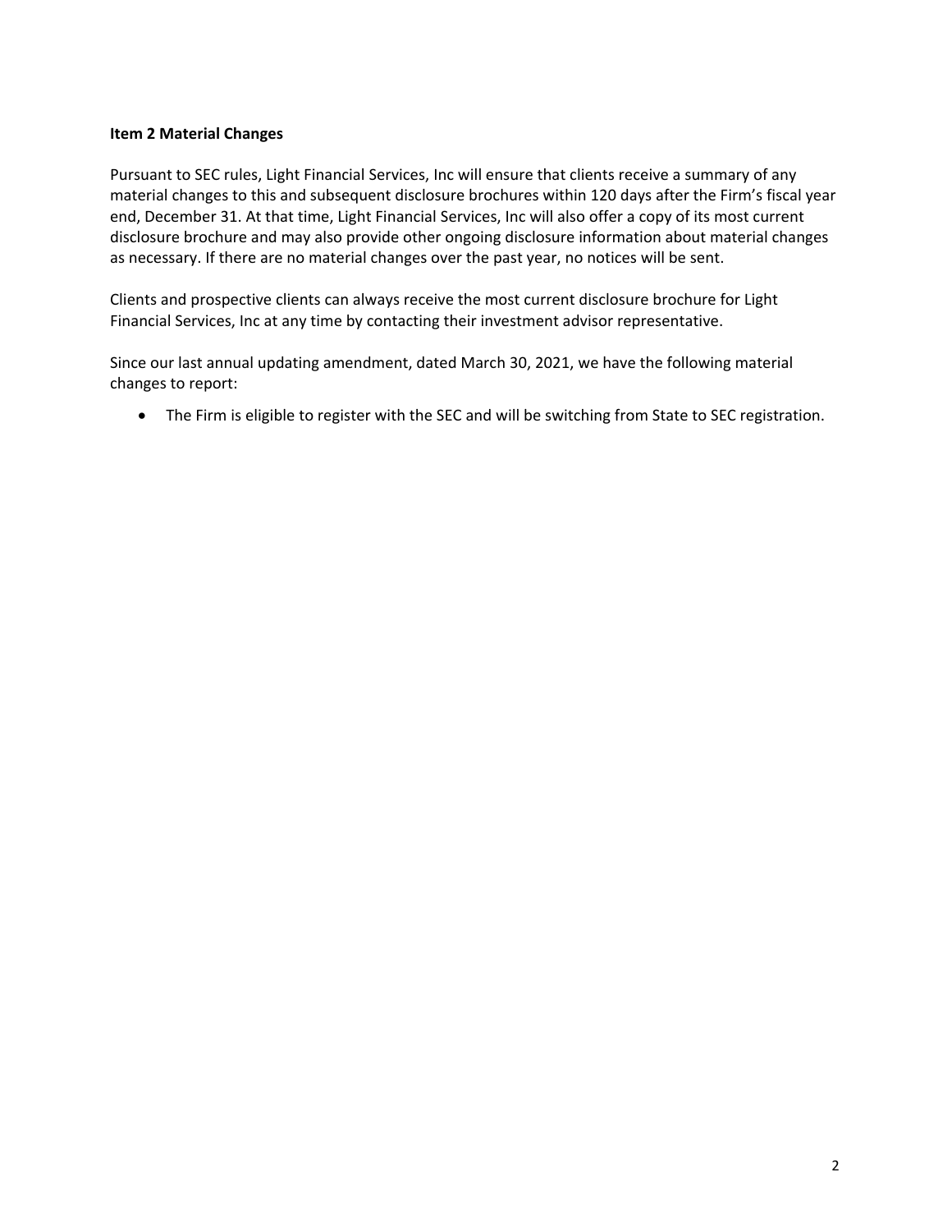**Item 2 Material Changes**

Pursuant to SEC rules, Light Financial Services, Inc will ensure that clients receive a summary of any material changes to this and subsequent disclosure brochures within 120 days after the Firm's fiscal year end, December 31. At that time, Light Financial Services, Inc will also offer a copy of its most current disclosure brochure and may also provide other ongoing disclosure information about material changes as necessary. If there are no material changes over the past year, no notices will be sent.

Clients and prospective clients can always receive the most current disclosure brochure for Light Financial Services, Inc at any time by contacting their investment advisor representative.

Since our last annual updating amendment, dated March 30, 2021, we have the following material changes to report:

- The Firm is eligible to register with the SEC and will be switching from State to SEC registration.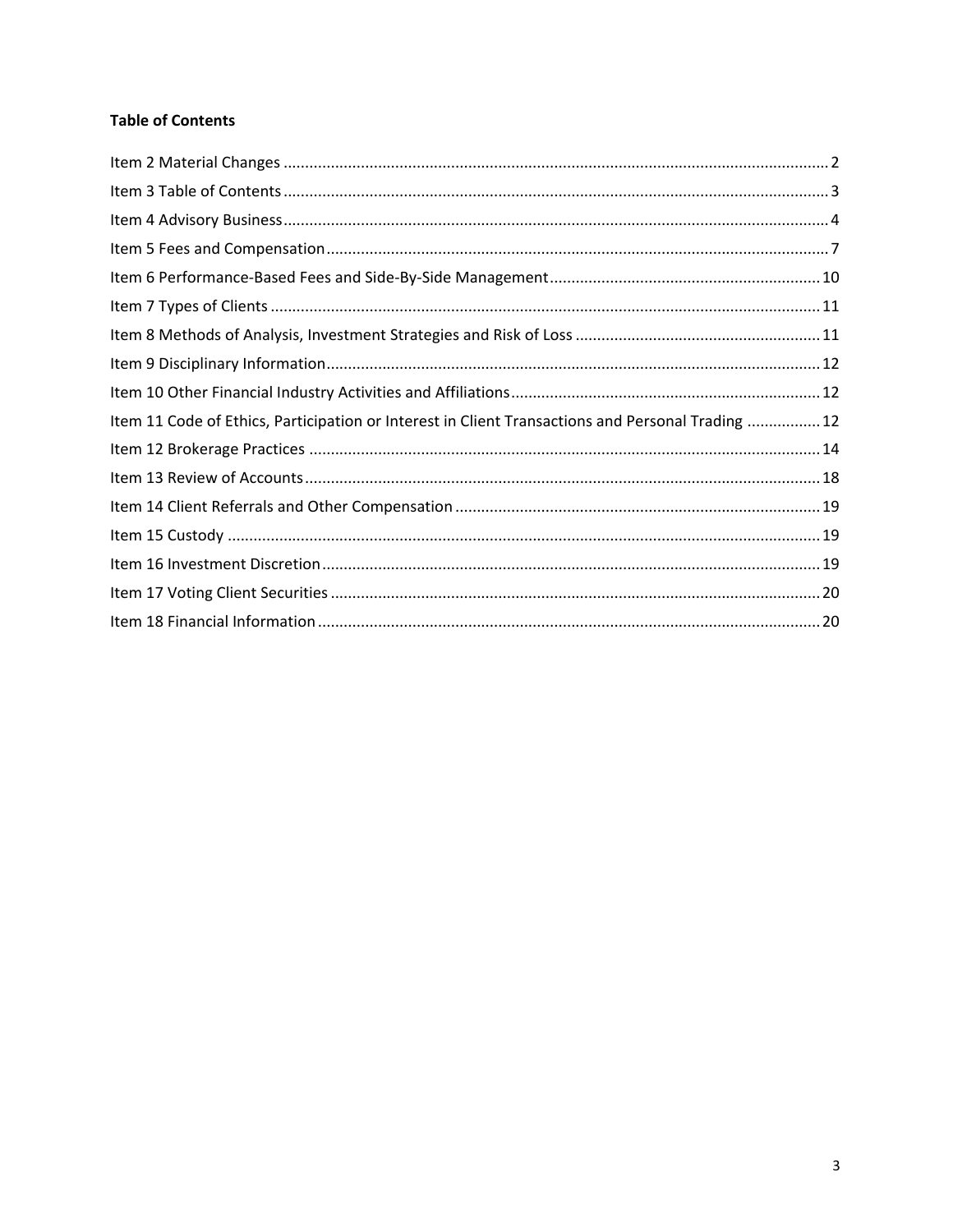**Table of Contents**

Item 2 Material Changes .......... 2

Item 3 Table of Contents .......... 3

Item 4 Advisory Business .......... 4

Item 5 Fees and Compensation .......... 7

Item 6 Performance-Based Fees and Side-By-Side Management .......... 10

Item 7 Types of Clients .......... 11

Item 8 Methods of Analysis, Investment Strategies and Risk of Loss .......... 11

Item 9 Disciplinary Information .......... 12

Item 10 Other Financial Industry Activities and Affiliations .......... 12

Item 11 Code of Ethics, Participation or Interest in Client Transactions and Personal Trading .......... 12

Item 12 Brokerage Practices .......... 14

Item 13 Review of Accounts .......... 18

Item 14 Client Referrals and Other Compensation .......... 19

Item 15 Custody .......... 19

Item 16 Investment Discretion .......... 19

Item 17 Voting Client Securities .......... 20

Item 18 Financial Information .......... 20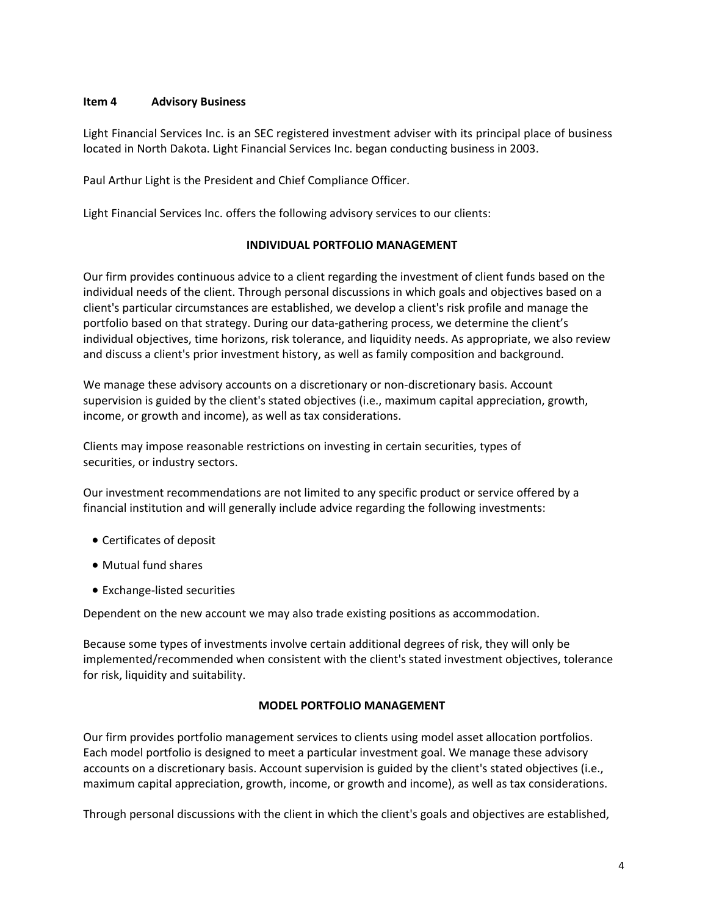## Item 4 Advisory Business

Light Financial Services Inc. is an SEC registered investment adviser with its principal place of business located in North Dakota. Light Financial Services Inc. began conducting business in 2003.

Paul Arthur Light is the President and Chief Compliance Officer.

Light Financial Services Inc. offers the following advisory services to our clients:

### INDIVIDUAL PORTFOLIO MANAGEMENT

Our firm provides continuous advice to a client regarding the investment of client funds based on the individual needs of the client. Through personal discussions in which goals and objectives based on a client's particular circumstances are established, we develop a client's risk profile and manage the portfolio based on that strategy. During our data-gathering process, we determine the client's individual objectives, time horizons, risk tolerance, and liquidity needs. As appropriate, we also review and discuss a client's prior investment history, as well as family composition and background.

We manage these advisory accounts on a discretionary or non-discretionary basis. Account supervision is guided by the client's stated objectives (i.e., maximum capital appreciation, growth, income, or growth and income), as well as tax considerations.

Clients may impose reasonable restrictions on investing in certain securities, types of securities, or industry sectors.

Our investment recommendations are not limited to any specific product or service offered by a financial institution and will generally include advice regarding the following investments:

- Certificates of deposit
- Mutual fund shares
- Exchange-listed securities

Dependent on the new account we may also trade existing positions as accommodation.

Because some types of investments involve certain additional degrees of risk, they will only be implemented/recommended when consistent with the client's stated investment objectives, tolerance for risk, liquidity and suitability.

### MODEL PORTFOLIO MANAGEMENT

Our firm provides portfolio management services to clients using model asset allocation portfolios. Each model portfolio is designed to meet a particular investment goal. We manage these advisory accounts on a discretionary basis. Account supervision is guided by the client's stated objectives (i.e., maximum capital appreciation, growth, income, or growth and income), as well as tax considerations.

Through personal discussions with the client in which the client's goals and objectives are established,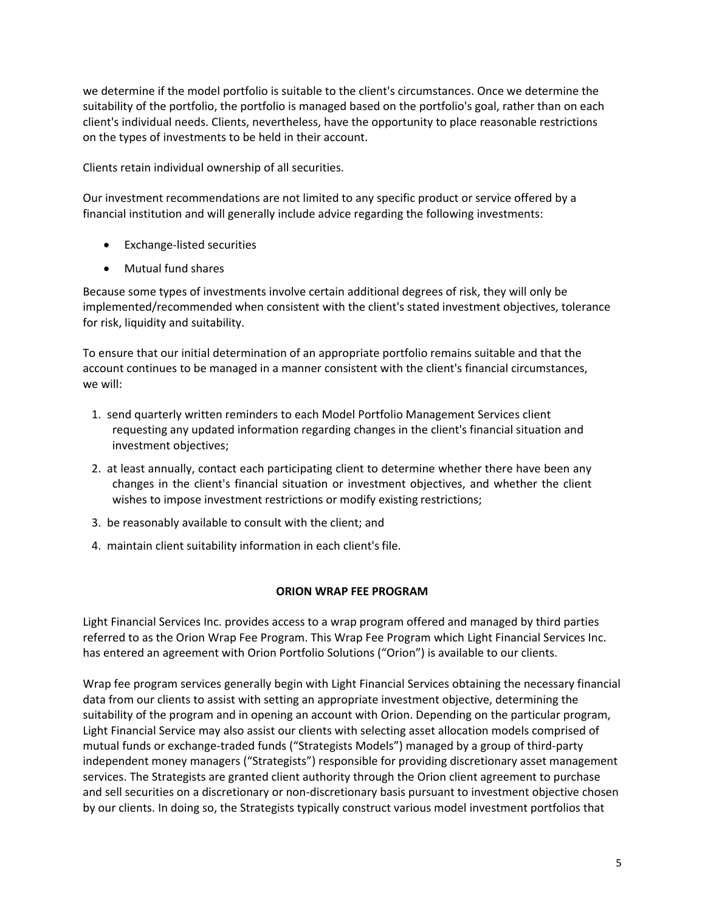we determine if the model portfolio is suitable to the client's circumstances. Once we determine the suitability of the portfolio, the portfolio is managed based on the portfolio's goal, rather than on each client's individual needs. Clients, nevertheless, have the opportunity to place reasonable restrictions on the types of investments to be held in their account.

Clients retain individual ownership of all securities.

Our investment recommendations are not limited to any specific product or service offered by a financial institution and will generally include advice regarding the following investments:

- Exchange-listed securities
- Mutual fund shares

Because some types of investments involve certain additional degrees of risk, they will only be implemented/recommended when consistent with the client's stated investment objectives, tolerance for risk, liquidity and suitability.

To ensure that our initial determination of an appropriate portfolio remains suitable and that the account continues to be managed in a manner consistent with the client's financial circumstances, we will:

1. send quarterly written reminders to each Model Portfolio Management Services client requesting any updated information regarding changes in the client's financial situation and investment objectives;
2. at least annually, contact each participating client to determine whether there have been any changes in the client's financial situation or investment objectives, and whether the client wishes to impose investment restrictions or modify existing restrictions;
3. be reasonably available to consult with the client; and
4. maintain client suitability information in each client's file.

**ORION WRAP FEE PROGRAM**

Light Financial Services Inc. provides access to a wrap program offered and managed by third parties referred to as the Orion Wrap Fee Program. This Wrap Fee Program which Light Financial Services Inc. has entered an agreement with Orion Portfolio Solutions ("Orion") is available to our clients.

Wrap fee program services generally begin with Light Financial Services obtaining the necessary financial data from our clients to assist with setting an appropriate investment objective, determining the suitability of the program and in opening an account with Orion. Depending on the particular program, Light Financial Service may also assist our clients with selecting asset allocation models comprised of mutual funds or exchange-traded funds ("Strategists Models") managed by a group of third-party independent money managers ("Strategists") responsible for providing discretionary asset management services. The Strategists are granted client authority through the Orion client agreement to purchase and sell securities on a discretionary or non-discretionary basis pursuant to investment objective chosen by our clients. In doing so, the Strategists typically construct various model investment portfolios that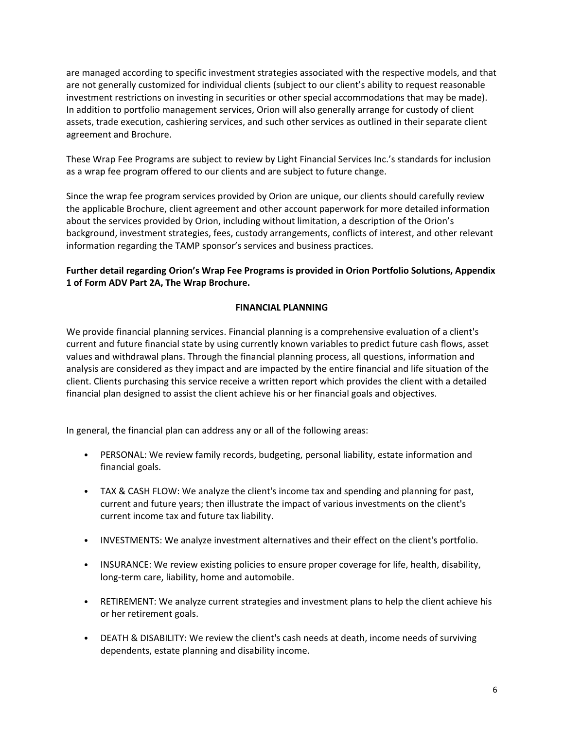are managed according to specific investment strategies associated with the respective models, and that are not generally customized for individual clients (subject to our client's ability to request reasonable investment restrictions on investing in securities or other special accommodations that may be made). In addition to portfolio management services, Orion will also generally arrange for custody of client assets, trade execution, cashiering services, and such other services as outlined in their separate client agreement and Brochure.

These Wrap Fee Programs are subject to review by Light Financial Services Inc.'s standards for inclusion as a wrap fee program offered to our clients and are subject to future change.

Since the wrap fee program services provided by Orion are unique, our clients should carefully review the applicable Brochure, client agreement and other account paperwork for more detailed information about the services provided by Orion, including without limitation, a description of the Orion's background, investment strategies, fees, custody arrangements, conflicts of interest, and other relevant information regarding the TAMP sponsor's services and business practices.

**Further detail regarding Orion's Wrap Fee Programs is provided in Orion Portfolio Solutions, Appendix 1 of Form ADV Part 2A, The Wrap Brochure.**

## FINANCIAL PLANNING

We provide financial planning services. Financial planning is a comprehensive evaluation of a client's current and future financial state by using currently known variables to predict future cash flows, asset values and withdrawal plans. Through the financial planning process, all questions, information and analysis are considered as they impact and are impacted by the entire financial and life situation of the client. Clients purchasing this service receive a written report which provides the client with a detailed financial plan designed to assist the client achieve his or her financial goals and objectives.

In general, the financial plan can address any or all of the following areas:

- PERSONAL: We review family records, budgeting, personal liability, estate information and financial goals.
- TAX & CASH FLOW: We analyze the client's income tax and spending and planning for past, current and future years; then illustrate the impact of various investments on the client's current income tax and future tax liability.
- INVESTMENTS: We analyze investment alternatives and their effect on the client's portfolio.
- INSURANCE: We review existing policies to ensure proper coverage for life, health, disability, long-term care, liability, home and automobile.
- RETIREMENT: We analyze current strategies and investment plans to help the client achieve his or her retirement goals.
- DEATH & DISABILITY: We review the client's cash needs at death, income needs of surviving dependents, estate planning and disability income.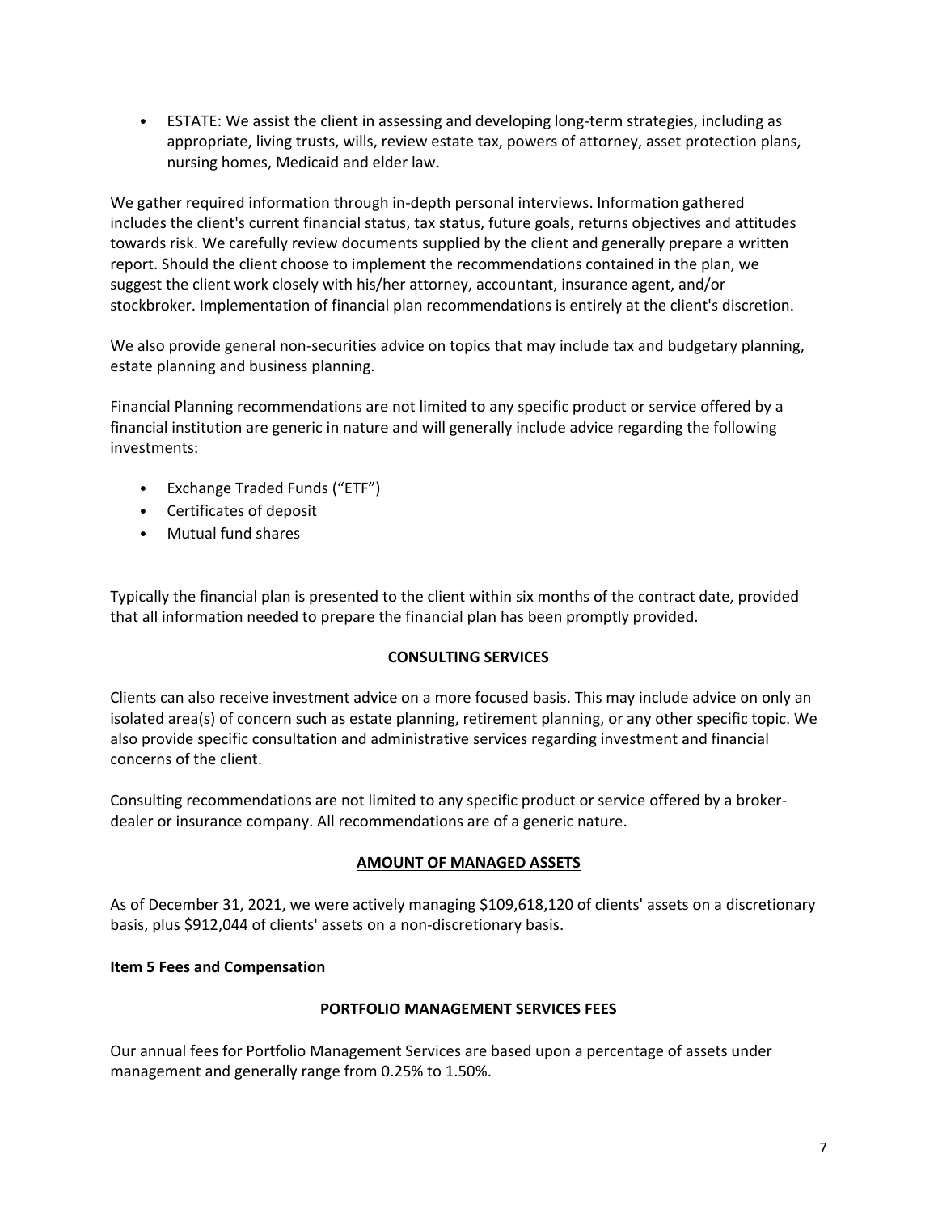- ESTATE: We assist the client in assessing and developing long-term strategies, including as appropriate, living trusts, wills, review estate tax, powers of attorney, asset protection plans, nursing homes, Medicaid and elder law.

We gather required information through in-depth personal interviews. Information gathered includes the client's current financial status, tax status, future goals, returns objectives and attitudes towards risk. We carefully review documents supplied by the client and generally prepare a written report. Should the client choose to implement the recommendations contained in the plan, we suggest the client work closely with his/her attorney, accountant, insurance agent, and/or stockbroker. Implementation of financial plan recommendations is entirely at the client's discretion.

We also provide general non-securities advice on topics that may include tax and budgetary planning, estate planning and business planning.

Financial Planning recommendations are not limited to any specific product or service offered by a financial institution are generic in nature and will generally include advice regarding the following investments:

- Exchange Traded Funds ("ETF")
- Certificates of deposit
- Mutual fund shares

Typically the financial plan is presented to the client within six months of the contract date, provided that all information needed to prepare the financial plan has been promptly provided.

**CONSULTING SERVICES**

Clients can also receive investment advice on a more focused basis. This may include advice on only an isolated area(s) of concern such as estate planning, retirement planning, or any other specific topic. We also provide specific consultation and administrative services regarding investment and financial concerns of the client.

Consulting recommendations are not limited to any specific product or service offered by a broker-dealer or insurance company. All recommendations are of a generic nature.

**AMOUNT OF MANAGED ASSETS**

As of December 31, 2021, we were actively managing $109,618,120 of clients' assets on a discretionary basis, plus $912,044 of clients' assets on a non-discretionary basis.

## Item 5 Fees and Compensation

**PORTFOLIO MANAGEMENT SERVICES FEES**

Our annual fees for Portfolio Management Services are based upon a percentage of assets under management and generally range from 0.25% to 1.50%.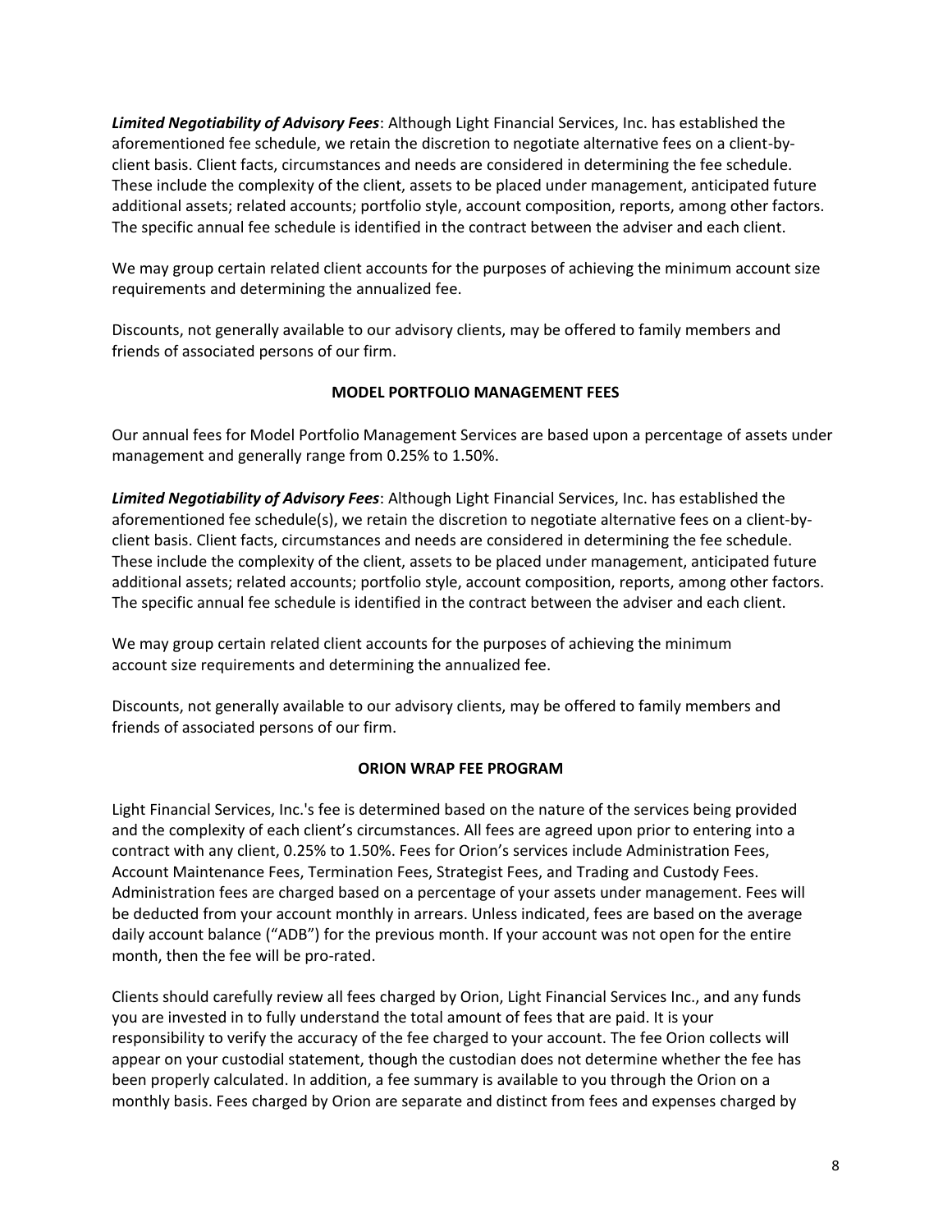***Limited Negotiability of Advisory Fees***: Although Light Financial Services, Inc. has established the aforementioned fee schedule, we retain the discretion to negotiate alternative fees on a client-by-client basis. Client facts, circumstances and needs are considered in determining the fee schedule. These include the complexity of the client, assets to be placed under management, anticipated future additional assets; related accounts; portfolio style, account composition, reports, among other factors. The specific annual fee schedule is identified in the contract between the adviser and each client.

We may group certain related client accounts for the purposes of achieving the minimum account size requirements and determining the annualized fee.

Discounts, not generally available to our advisory clients, may be offered to family members and friends of associated persons of our firm.

**MODEL PORTFOLIO MANAGEMENT FEES**

Our annual fees for Model Portfolio Management Services are based upon a percentage of assets under management and generally range from 0.25% to 1.50%.

***Limited Negotiability of Advisory Fees***: Although Light Financial Services, Inc. has established the aforementioned fee schedule(s), we retain the discretion to negotiate alternative fees on a client-by-client basis. Client facts, circumstances and needs are considered in determining the fee schedule. These include the complexity of the client, assets to be placed under management, anticipated future additional assets; related accounts; portfolio style, account composition, reports, among other factors. The specific annual fee schedule is identified in the contract between the adviser and each client.

We may group certain related client accounts for the purposes of achieving the minimum account size requirements and determining the annualized fee.

Discounts, not generally available to our advisory clients, may be offered to family members and friends of associated persons of our firm.

**ORION WRAP FEE PROGRAM**

Light Financial Services, Inc.'s fee is determined based on the nature of the services being provided and the complexity of each client's circumstances. All fees are agreed upon prior to entering into a contract with any client, 0.25% to 1.50%. Fees for Orion's services include Administration Fees, Account Maintenance Fees, Termination Fees, Strategist Fees, and Trading and Custody Fees. Administration fees are charged based on a percentage of your assets under management. Fees will be deducted from your account monthly in arrears. Unless indicated, fees are based on the average daily account balance ("ADB") for the previous month. If your account was not open for the entire month, then the fee will be pro-rated.

Clients should carefully review all fees charged by Orion, Light Financial Services Inc., and any funds you are invested in to fully understand the total amount of fees that are paid. It is your responsibility to verify the accuracy of the fee charged to your account. The fee Orion collects will appear on your custodial statement, though the custodian does not determine whether the fee has been properly calculated. In addition, a fee summary is available to you through the Orion on a monthly basis. Fees charged by Orion are separate and distinct from fees and expenses charged by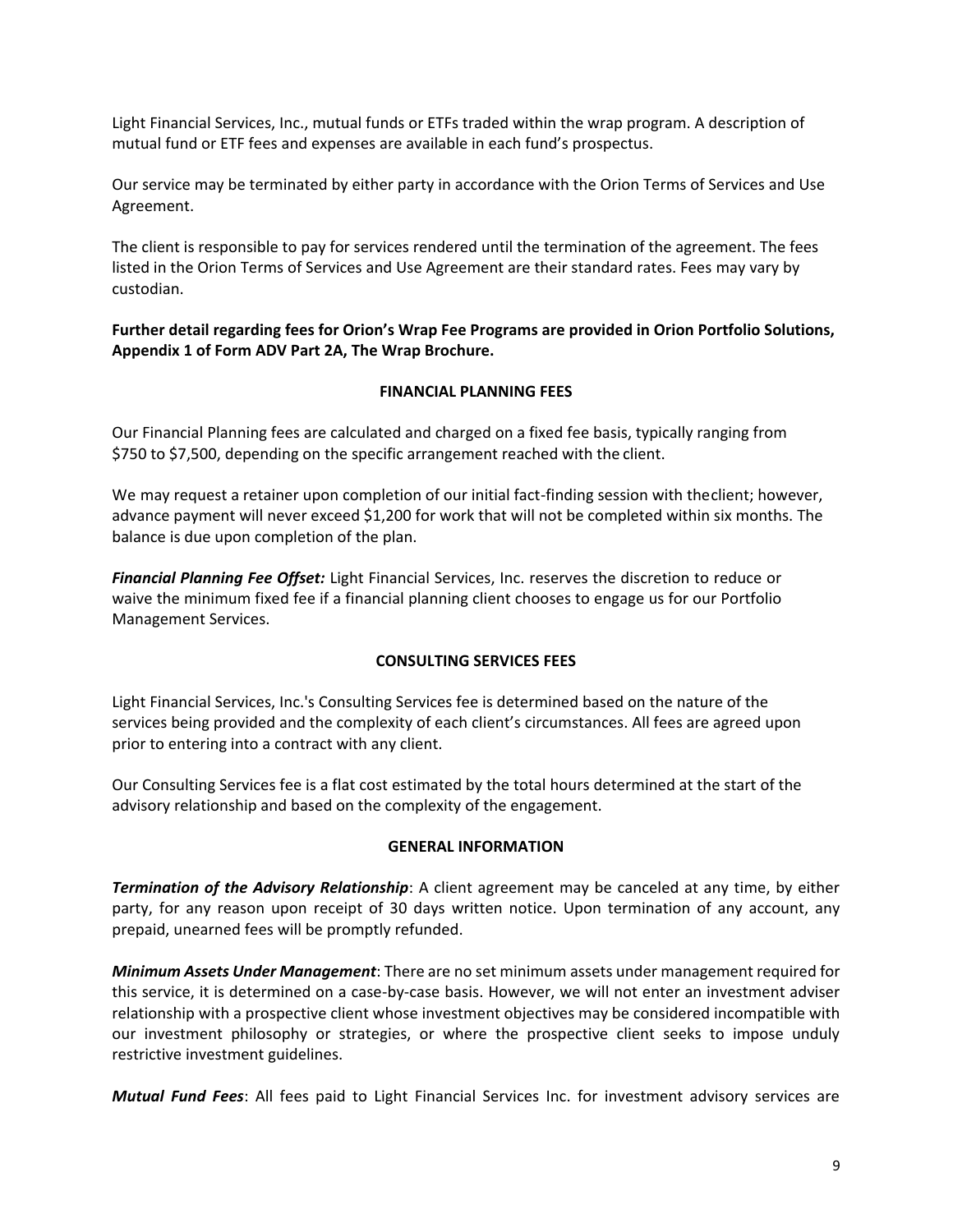Light Financial Services, Inc., mutual funds or ETFs traded within the wrap program. A description of mutual fund or ETF fees and expenses are available in each fund's prospectus.

Our service may be terminated by either party in accordance with the Orion Terms of Services and Use Agreement.

The client is responsible to pay for services rendered until the termination of the agreement. The fees listed in the Orion Terms of Services and Use Agreement are their standard rates. Fees may vary by custodian.

**Further detail regarding fees for Orion's Wrap Fee Programs are provided in Orion Portfolio Solutions, Appendix 1 of Form ADV Part 2A, The Wrap Brochure.**

## FINANCIAL PLANNING FEES

Our Financial Planning fees are calculated and charged on a fixed fee basis, typically ranging from $750 to $7,500, depending on the specific arrangement reached with the client.

We may request a retainer upon completion of our initial fact-finding session with theclient; however, advance payment will never exceed $1,200 for work that will not be completed within six months. The balance is due upon completion of the plan.

***Financial Planning Fee Offset:*** Light Financial Services, Inc. reserves the discretion to reduce or waive the minimum fixed fee if a financial planning client chooses to engage us for our Portfolio Management Services.

## CONSULTING SERVICES FEES

Light Financial Services, Inc.'s Consulting Services fee is determined based on the nature of the services being provided and the complexity of each client's circumstances. All fees are agreed upon prior to entering into a contract with any client.

Our Consulting Services fee is a flat cost estimated by the total hours determined at the start of the advisory relationship and based on the complexity of the engagement.

## GENERAL INFORMATION

***Termination of the Advisory Relationship***: A client agreement may be canceled at any time, by either party, for any reason upon receipt of 30 days written notice. Upon termination of any account, any prepaid, unearned fees will be promptly refunded.

***Minimum Assets Under Management***: There are no set minimum assets under management required for this service, it is determined on a case-by-case basis. However, we will not enter an investment adviser relationship with a prospective client whose investment objectives may be considered incompatible with our investment philosophy or strategies, or where the prospective client seeks to impose unduly restrictive investment guidelines.

***Mutual Fund Fees***: All fees paid to Light Financial Services Inc. for investment advisory services are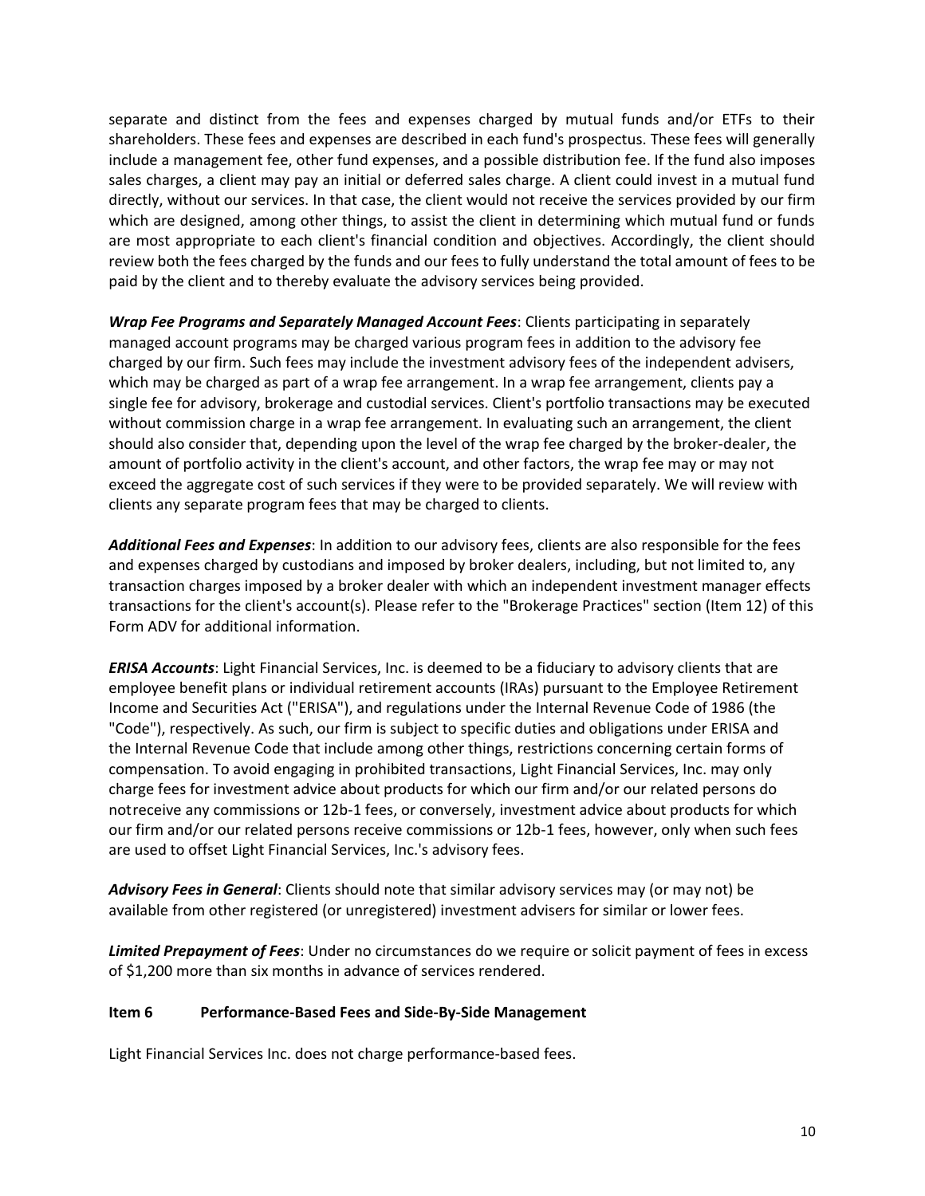separate and distinct from the fees and expenses charged by mutual funds and/or ETFs to their shareholders. These fees and expenses are described in each fund's prospectus. These fees will generally include a management fee, other fund expenses, and a possible distribution fee. If the fund also imposes sales charges, a client may pay an initial or deferred sales charge. A client could invest in a mutual fund directly, without our services. In that case, the client would not receive the services provided by our firm which are designed, among other things, to assist the client in determining which mutual fund or funds are most appropriate to each client's financial condition and objectives. Accordingly, the client should review both the fees charged by the funds and our fees to fully understand the total amount of fees to be paid by the client and to thereby evaluate the advisory services being provided.

***Wrap Fee Programs and Separately Managed Account Fees***: Clients participating in separately managed account programs may be charged various program fees in addition to the advisory fee charged by our firm. Such fees may include the investment advisory fees of the independent advisers, which may be charged as part of a wrap fee arrangement. In a wrap fee arrangement, clients pay a single fee for advisory, brokerage and custodial services. Client's portfolio transactions may be executed without commission charge in a wrap fee arrangement. In evaluating such an arrangement, the client should also consider that, depending upon the level of the wrap fee charged by the broker-dealer, the amount of portfolio activity in the client's account, and other factors, the wrap fee may or may not exceed the aggregate cost of such services if they were to be provided separately. We will review with clients any separate program fees that may be charged to clients.

***Additional Fees and Expenses***: In addition to our advisory fees, clients are also responsible for the fees and expenses charged by custodians and imposed by broker dealers, including, but not limited to, any transaction charges imposed by a broker dealer with which an independent investment manager effects transactions for the client's account(s). Please refer to the "Brokerage Practices" section (Item 12) of this Form ADV for additional information.

***ERISA Accounts***: Light Financial Services, Inc. is deemed to be a fiduciary to advisory clients that are employee benefit plans or individual retirement accounts (IRAs) pursuant to the Employee Retirement Income and Securities Act ("ERISA"), and regulations under the Internal Revenue Code of 1986 (the "Code"), respectively. As such, our firm is subject to specific duties and obligations under ERISA and the Internal Revenue Code that include among other things, restrictions concerning certain forms of compensation. To avoid engaging in prohibited transactions, Light Financial Services, Inc. may only charge fees for investment advice about products for which our firm and/or our related persons do notreceive any commissions or 12b-1 fees, or conversely, investment advice about products for which our firm and/or our related persons receive commissions or 12b-1 fees, however, only when such fees are used to offset Light Financial Services, Inc.'s advisory fees.

***Advisory Fees in General***: Clients should note that similar advisory services may (or may not) be available from other registered (or unregistered) investment advisers for similar or lower fees.

***Limited Prepayment of Fees***: Under no circumstances do we require or solicit payment of fees in excess of $1,200 more than six months in advance of services rendered.

## Item 6 Performance-Based Fees and Side-By-Side Management

Light Financial Services Inc. does not charge performance-based fees.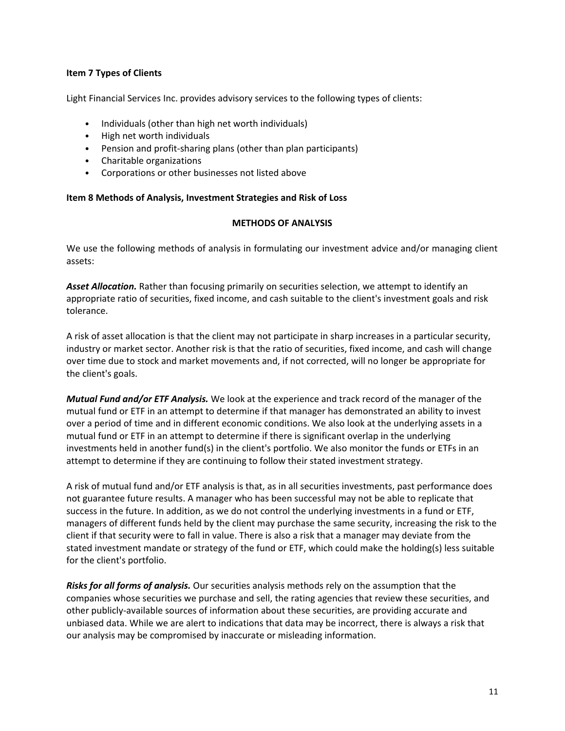## Item 7 Types of Clients

Light Financial Services Inc. provides advisory services to the following types of clients:

- Individuals (other than high net worth individuals)
- High net worth individuals
- Pension and profit-sharing plans (other than plan participants)
- Charitable organizations
- Corporations or other businesses not listed above

## Item 8 Methods of Analysis, Investment Strategies and Risk of Loss

### METHODS OF ANALYSIS

We use the following methods of analysis in formulating our investment advice and/or managing client assets:

***Asset Allocation.*** Rather than focusing primarily on securities selection, we attempt to identify an appropriate ratio of securities, fixed income, and cash suitable to the client's investment goals and risk tolerance.

A risk of asset allocation is that the client may not participate in sharp increases in a particular security, industry or market sector. Another risk is that the ratio of securities, fixed income, and cash will change over time due to stock and market movements and, if not corrected, will no longer be appropriate for the client's goals.

***Mutual Fund and/or ETF Analysis.*** We look at the experience and track record of the manager of the mutual fund or ETF in an attempt to determine if that manager has demonstrated an ability to invest over a period of time and in different economic conditions. We also look at the underlying assets in a mutual fund or ETF in an attempt to determine if there is significant overlap in the underlying investments held in another fund(s) in the client's portfolio. We also monitor the funds or ETFs in an attempt to determine if they are continuing to follow their stated investment strategy.

A risk of mutual fund and/or ETF analysis is that, as in all securities investments, past performance does not guarantee future results. A manager who has been successful may not be able to replicate that success in the future. In addition, as we do not control the underlying investments in a fund or ETF, managers of different funds held by the client may purchase the same security, increasing the risk to the client if that security were to fall in value. There is also a risk that a manager may deviate from the stated investment mandate or strategy of the fund or ETF, which could make the holding(s) less suitable for the client's portfolio.

***Risks for all forms of analysis.*** Our securities analysis methods rely on the assumption that the companies whose securities we purchase and sell, the rating agencies that review these securities, and other publicly-available sources of information about these securities, are providing accurate and unbiased data. While we are alert to indications that data may be incorrect, there is always a risk that our analysis may be compromised by inaccurate or misleading information.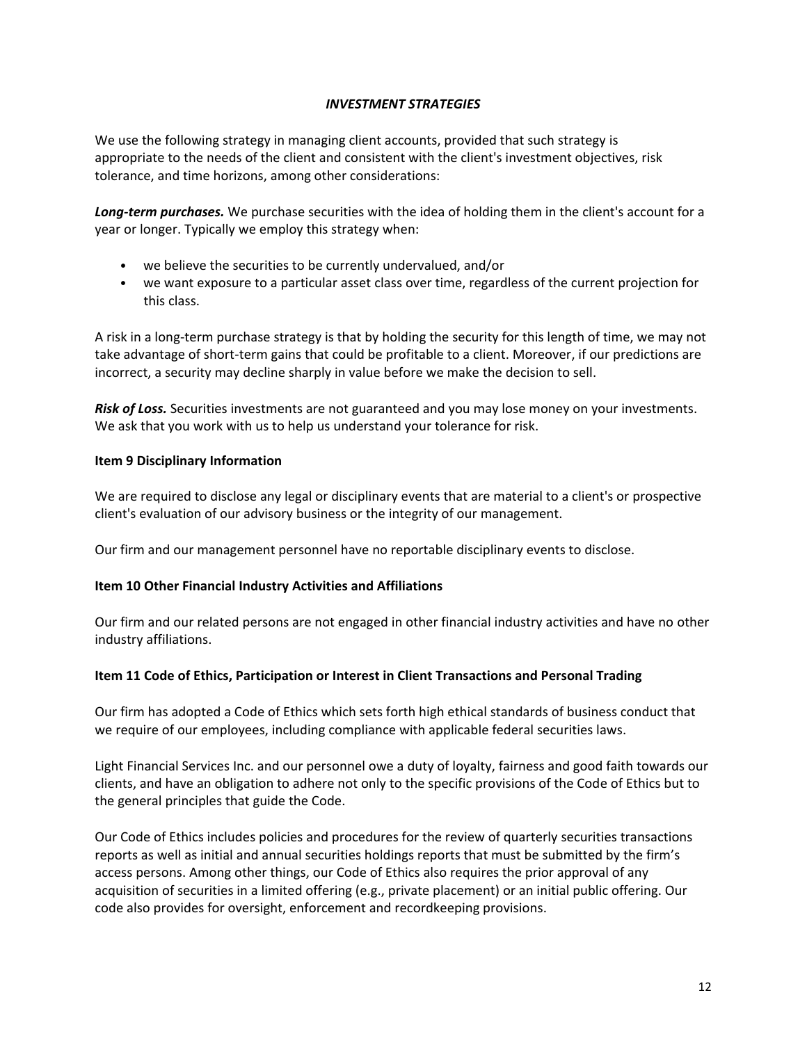***INVESTMENT STRATEGIES***

We use the following strategy in managing client accounts, provided that such strategy is appropriate to the needs of the client and consistent with the client's investment objectives, risk tolerance, and time horizons, among other considerations:

***Long-term purchases.*** We purchase securities with the idea of holding them in the client's account for a year or longer. Typically we employ this strategy when:

- we believe the securities to be currently undervalued, and/or
- we want exposure to a particular asset class over time, regardless of the current projection for this class.

A risk in a long-term purchase strategy is that by holding the security for this length of time, we may not take advantage of short-term gains that could be profitable to a client. Moreover, if our predictions are incorrect, a security may decline sharply in value before we make the decision to sell.

***Risk of Loss.*** Securities investments are not guaranteed and you may lose money on your investments. We ask that you work with us to help us understand your tolerance for risk.

## Item 9 Disciplinary Information

We are required to disclose any legal or disciplinary events that are material to a client's or prospective client's evaluation of our advisory business or the integrity of our management.

Our firm and our management personnel have no reportable disciplinary events to disclose.

## Item 10 Other Financial Industry Activities and Affiliations

Our firm and our related persons are not engaged in other financial industry activities and have no other industry affiliations.

## Item 11 Code of Ethics, Participation or Interest in Client Transactions and Personal Trading

Our firm has adopted a Code of Ethics which sets forth high ethical standards of business conduct that we require of our employees, including compliance with applicable federal securities laws.

Light Financial Services Inc. and our personnel owe a duty of loyalty, fairness and good faith towards our clients, and have an obligation to adhere not only to the specific provisions of the Code of Ethics but to the general principles that guide the Code.

Our Code of Ethics includes policies and procedures for the review of quarterly securities transactions reports as well as initial and annual securities holdings reports that must be submitted by the firm's access persons. Among other things, our Code of Ethics also requires the prior approval of any acquisition of securities in a limited offering (e.g., private placement) or an initial public offering. Our code also provides for oversight, enforcement and recordkeeping provisions.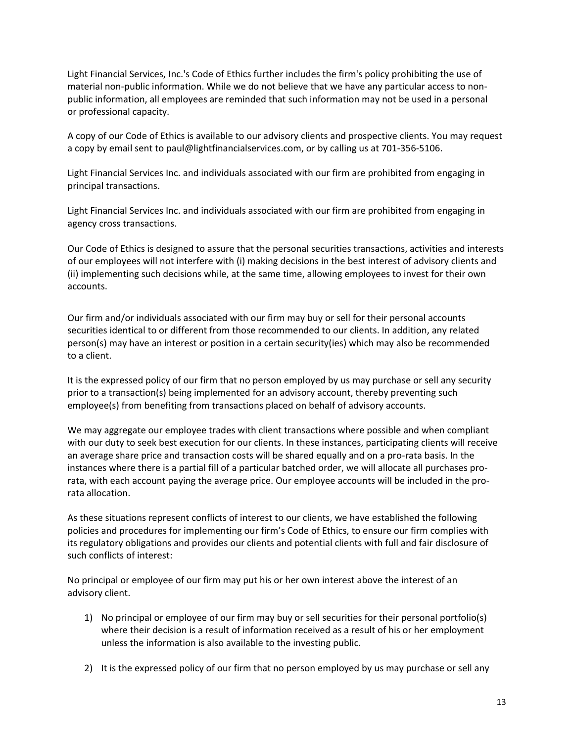Light Financial Services, Inc.'s Code of Ethics further includes the firm's policy prohibiting the use of material non-public information. While we do not believe that we have any particular access to non-public information, all employees are reminded that such information may not be used in a personal or professional capacity.

A copy of our Code of Ethics is available to our advisory clients and prospective clients. You may request a copy by email sent to paul@lightfinancialservices.com, or by calling us at 701-356-5106.

Light Financial Services Inc. and individuals associated with our firm are prohibited from engaging in principal transactions.

Light Financial Services Inc. and individuals associated with our firm are prohibited from engaging in agency cross transactions.

Our Code of Ethics is designed to assure that the personal securities transactions, activities and interests of our employees will not interfere with (i) making decisions in the best interest of advisory clients and (ii) implementing such decisions while, at the same time, allowing employees to invest for their own accounts.

Our firm and/or individuals associated with our firm may buy or sell for their personal accounts securities identical to or different from those recommended to our clients. In addition, any related person(s) may have an interest or position in a certain security(ies) which may also be recommended to a client.

It is the expressed policy of our firm that no person employed by us may purchase or sell any security prior to a transaction(s) being implemented for an advisory account, thereby preventing such employee(s) from benefiting from transactions placed on behalf of advisory accounts.

We may aggregate our employee trades with client transactions where possible and when compliant with our duty to seek best execution for our clients. In these instances, participating clients will receive an average share price and transaction costs will be shared equally and on a pro-rata basis. In the instances where there is a partial fill of a particular batched order, we will allocate all purchases pro-rata, with each account paying the average price. Our employee accounts will be included in the pro-rata allocation.

As these situations represent conflicts of interest to our clients, we have established the following policies and procedures for implementing our firm's Code of Ethics, to ensure our firm complies with its regulatory obligations and provides our clients and potential clients with full and fair disclosure of such conflicts of interest:

No principal or employee of our firm may put his or her own interest above the interest of an advisory client.

1) No principal or employee of our firm may buy or sell securities for their personal portfolio(s) where their decision is a result of information received as a result of his or her employment unless the information is also available to the investing public.

2) It is the expressed policy of our firm that no person employed by us may purchase or sell any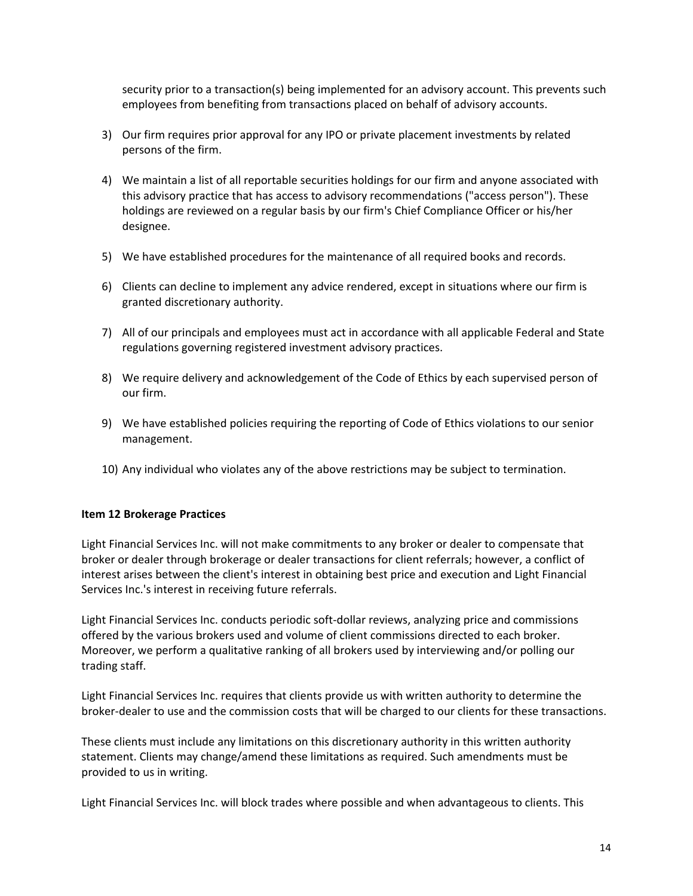security prior to a transaction(s) being implemented for an advisory account. This prevents such employees from benefiting from transactions placed on behalf of advisory accounts.

3) Our firm requires prior approval for any IPO or private placement investments by related persons of the firm.

4) We maintain a list of all reportable securities holdings for our firm and anyone associated with this advisory practice that has access to advisory recommendations ("access person"). These holdings are reviewed on a regular basis by our firm's Chief Compliance Officer or his/her designee.

5) We have established procedures for the maintenance of all required books and records.

6) Clients can decline to implement any advice rendered, except in situations where our firm is granted discretionary authority.

7) All of our principals and employees must act in accordance with all applicable Federal and State regulations governing registered investment advisory practices.

8) We require delivery and acknowledgement of the Code of Ethics by each supervised person of our firm.

9) We have established policies requiring the reporting of Code of Ethics violations to our senior management.

10) Any individual who violates any of the above restrictions may be subject to termination.

**Item 12 Brokerage Practices**

Light Financial Services Inc. will not make commitments to any broker or dealer to compensate that broker or dealer through brokerage or dealer transactions for client referrals; however, a conflict of interest arises between the client's interest in obtaining best price and execution and Light Financial Services Inc.'s interest in receiving future referrals.

Light Financial Services Inc. conducts periodic soft-dollar reviews, analyzing price and commissions offered by the various brokers used and volume of client commissions directed to each broker. Moreover, we perform a qualitative ranking of all brokers used by interviewing and/or polling our trading staff.

Light Financial Services Inc. requires that clients provide us with written authority to determine the broker-dealer to use and the commission costs that will be charged to our clients for these transactions.

These clients must include any limitations on this discretionary authority in this written authority statement. Clients may change/amend these limitations as required. Such amendments must be provided to us in writing.

Light Financial Services Inc. will block trades where possible and when advantageous to clients. This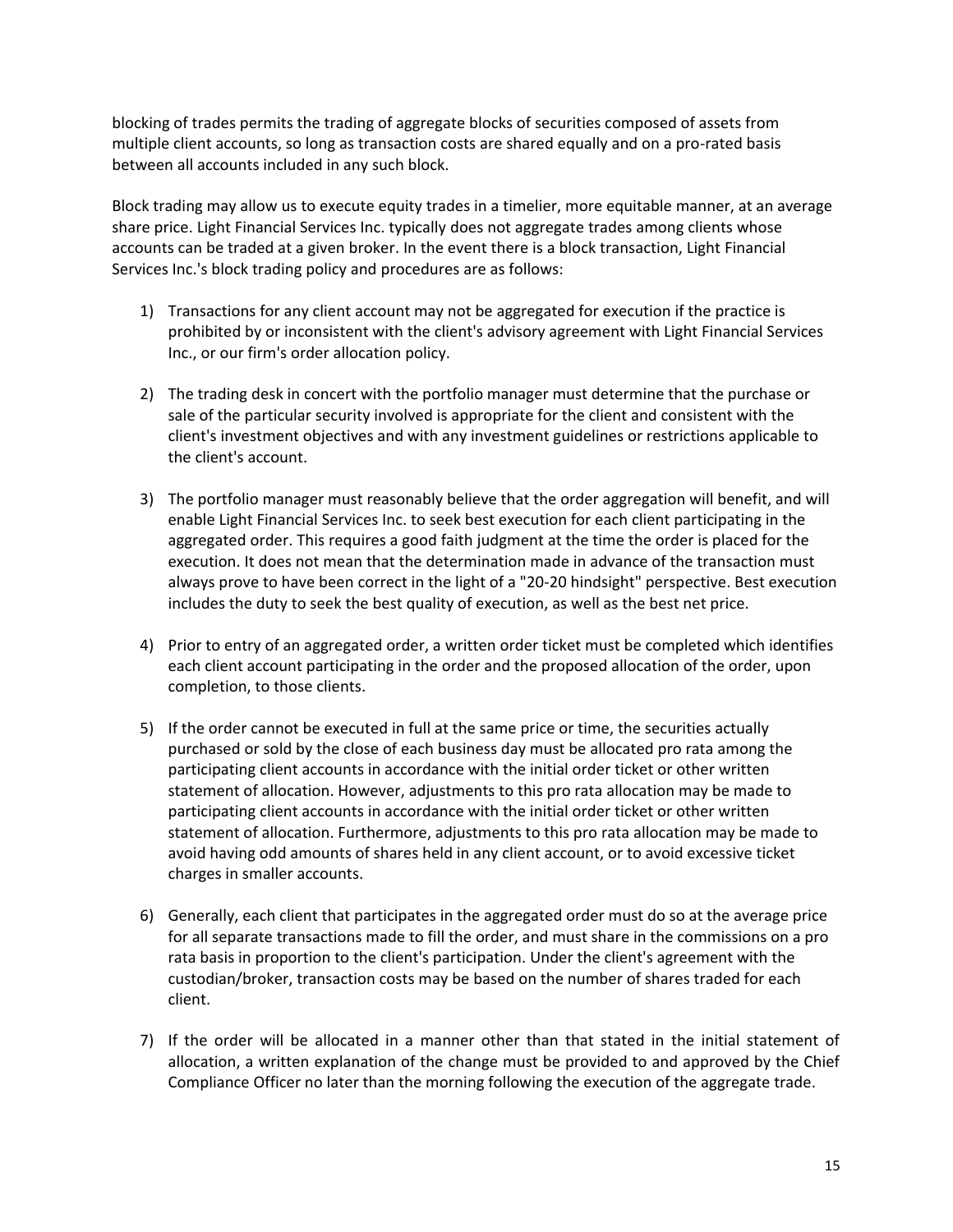blocking of trades permits the trading of aggregate blocks of securities composed of assets from multiple client accounts, so long as transaction costs are shared equally and on a pro-rated basis between all accounts included in any such block.

Block trading may allow us to execute equity trades in a timelier, more equitable manner, at an average share price. Light Financial Services Inc. typically does not aggregate trades among clients whose accounts can be traded at a given broker. In the event there is a block transaction, Light Financial Services Inc.'s block trading policy and procedures are as follows:

1) Transactions for any client account may not be aggregated for execution if the practice is prohibited by or inconsistent with the client's advisory agreement with Light Financial Services Inc., or our firm's order allocation policy.

2) The trading desk in concert with the portfolio manager must determine that the purchase or sale of the particular security involved is appropriate for the client and consistent with the client's investment objectives and with any investment guidelines or restrictions applicable to the client's account.

3) The portfolio manager must reasonably believe that the order aggregation will benefit, and will enable Light Financial Services Inc. to seek best execution for each client participating in the aggregated order. This requires a good faith judgment at the time the order is placed for the execution. It does not mean that the determination made in advance of the transaction must always prove to have been correct in the light of a "20-20 hindsight" perspective. Best execution includes the duty to seek the best quality of execution, as well as the best net price.

4) Prior to entry of an aggregated order, a written order ticket must be completed which identifies each client account participating in the order and the proposed allocation of the order, upon completion, to those clients.

5) If the order cannot be executed in full at the same price or time, the securities actually purchased or sold by the close of each business day must be allocated pro rata among the participating client accounts in accordance with the initial order ticket or other written statement of allocation. However, adjustments to this pro rata allocation may be made to participating client accounts in accordance with the initial order ticket or other written statement of allocation. Furthermore, adjustments to this pro rata allocation may be made to avoid having odd amounts of shares held in any client account, or to avoid excessive ticket charges in smaller accounts.

6) Generally, each client that participates in the aggregated order must do so at the average price for all separate transactions made to fill the order, and must share in the commissions on a pro rata basis in proportion to the client's participation. Under the client's agreement with the custodian/broker, transaction costs may be based on the number of shares traded for each client.

7) If the order will be allocated in a manner other than that stated in the initial statement of allocation, a written explanation of the change must be provided to and approved by the Chief Compliance Officer no later than the morning following the execution of the aggregate trade.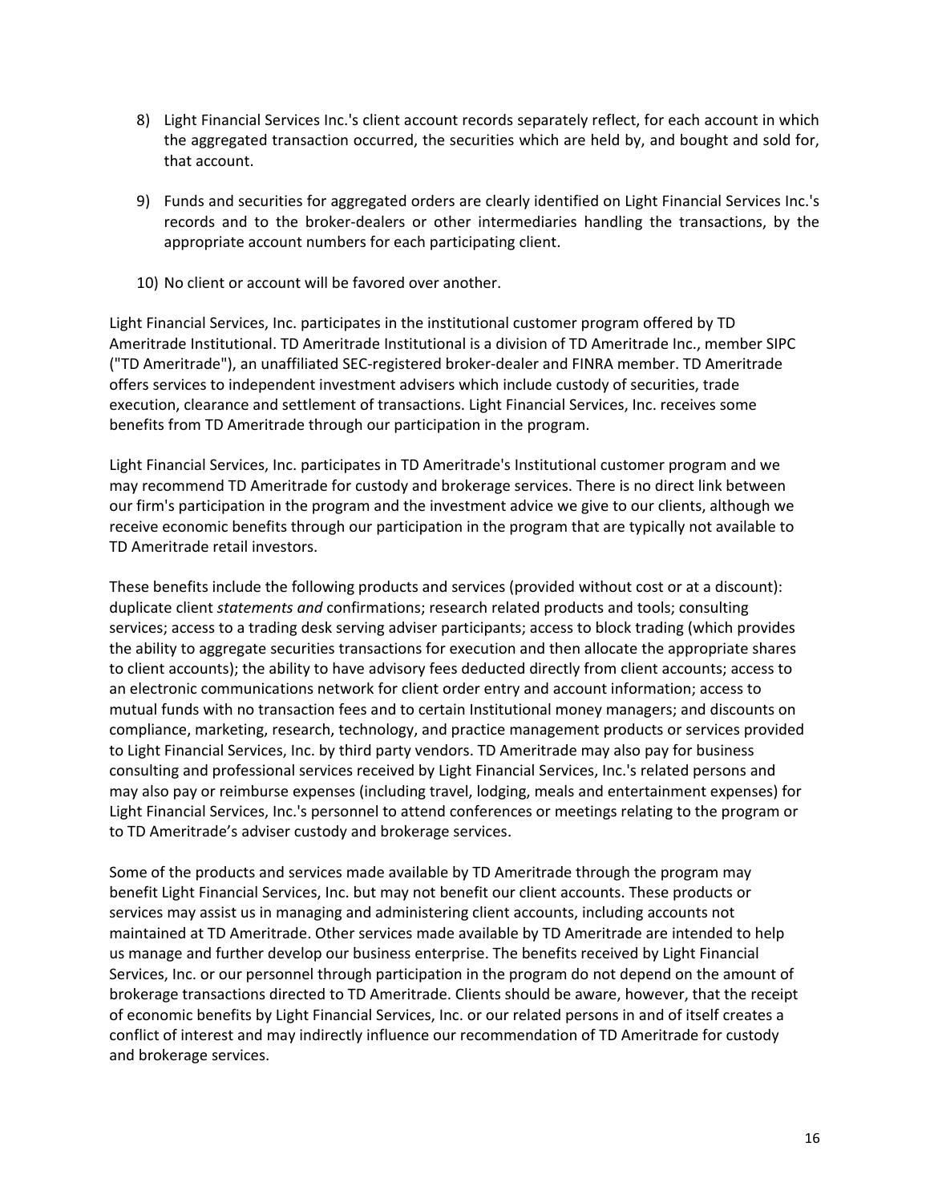8) Light Financial Services Inc.'s client account records separately reflect, for each account in which the aggregated transaction occurred, the securities which are held by, and bought and sold for, that account.

9) Funds and securities for aggregated orders are clearly identified on Light Financial Services Inc.'s records and to the broker-dealers or other intermediaries handling the transactions, by the appropriate account numbers for each participating client.

10) No client or account will be favored over another.

Light Financial Services, Inc. participates in the institutional customer program offered by TD Ameritrade Institutional. TD Ameritrade Institutional is a division of TD Ameritrade Inc., member SIPC ("TD Ameritrade"), an unaffiliated SEC-registered broker-dealer and FINRA member. TD Ameritrade offers services to independent investment advisers which include custody of securities, trade execution, clearance and settlement of transactions. Light Financial Services, Inc. receives some benefits from TD Ameritrade through our participation in the program.

Light Financial Services, Inc. participates in TD Ameritrade's Institutional customer program and we may recommend TD Ameritrade for custody and brokerage services. There is no direct link between our firm's participation in the program and the investment advice we give to our clients, although we receive economic benefits through our participation in the program that are typically not available to TD Ameritrade retail investors.

These benefits include the following products and services (provided without cost or at a discount): duplicate client *statements and* confirmations; research related products and tools; consulting services; access to a trading desk serving adviser participants; access to block trading (which provides the ability to aggregate securities transactions for execution and then allocate the appropriate shares to client accounts); the ability to have advisory fees deducted directly from client accounts; access to an electronic communications network for client order entry and account information; access to mutual funds with no transaction fees and to certain Institutional money managers; and discounts on compliance, marketing, research, technology, and practice management products or services provided to Light Financial Services, Inc. by third party vendors. TD Ameritrade may also pay for business consulting and professional services received by Light Financial Services, Inc.'s related persons and may also pay or reimburse expenses (including travel, lodging, meals and entertainment expenses) for Light Financial Services, Inc.'s personnel to attend conferences or meetings relating to the program or to TD Ameritrade's adviser custody and brokerage services.

Some of the products and services made available by TD Ameritrade through the program may benefit Light Financial Services, Inc. but may not benefit our client accounts. These products or services may assist us in managing and administering client accounts, including accounts not maintained at TD Ameritrade. Other services made available by TD Ameritrade are intended to help us manage and further develop our business enterprise. The benefits received by Light Financial Services, Inc. or our personnel through participation in the program do not depend on the amount of brokerage transactions directed to TD Ameritrade. Clients should be aware, however, that the receipt of economic benefits by Light Financial Services, Inc. or our related persons in and of itself creates a conflict of interest and may indirectly influence our recommendation of TD Ameritrade for custody and brokerage services.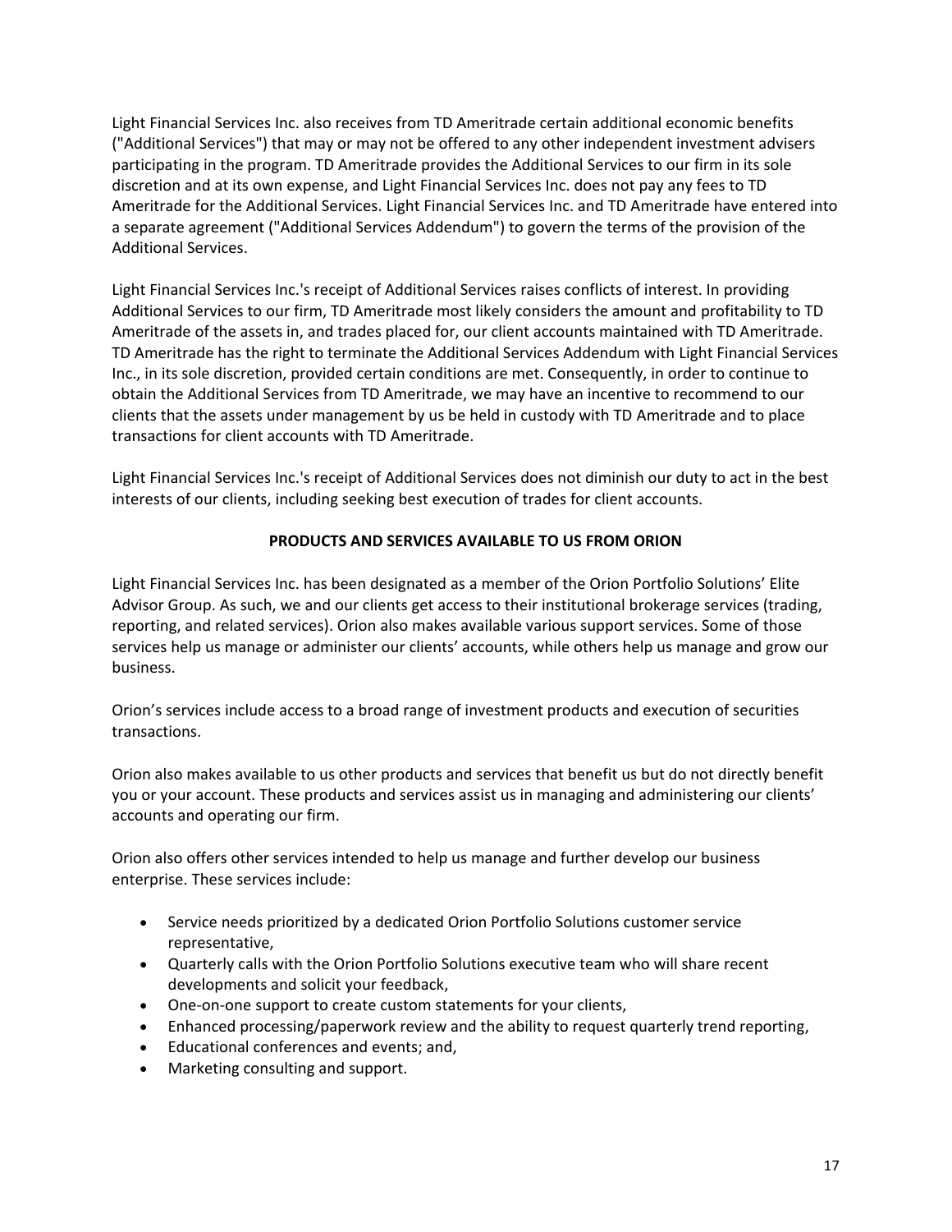Light Financial Services Inc. also receives from TD Ameritrade certain additional economic benefits ("Additional Services") that may or may not be offered to any other independent investment advisers participating in the program. TD Ameritrade provides the Additional Services to our firm in its sole discretion and at its own expense, and Light Financial Services Inc. does not pay any fees to TD Ameritrade for the Additional Services. Light Financial Services Inc. and TD Ameritrade have entered into a separate agreement ("Additional Services Addendum") to govern the terms of the provision of the Additional Services.

Light Financial Services Inc.'s receipt of Additional Services raises conflicts of interest. In providing Additional Services to our firm, TD Ameritrade most likely considers the amount and profitability to TD Ameritrade of the assets in, and trades placed for, our client accounts maintained with TD Ameritrade. TD Ameritrade has the right to terminate the Additional Services Addendum with Light Financial Services Inc., in its sole discretion, provided certain conditions are met. Consequently, in order to continue to obtain the Additional Services from TD Ameritrade, we may have an incentive to recommend to our clients that the assets under management by us be held in custody with TD Ameritrade and to place transactions for client accounts with TD Ameritrade.

Light Financial Services Inc.'s receipt of Additional Services does not diminish our duty to act in the best interests of our clients, including seeking best execution of trades for client accounts.

**PRODUCTS AND SERVICES AVAILABLE TO US FROM ORION**

Light Financial Services Inc. has been designated as a member of the Orion Portfolio Solutions' Elite Advisor Group. As such, we and our clients get access to their institutional brokerage services (trading, reporting, and related services). Orion also makes available various support services. Some of those services help us manage or administer our clients' accounts, while others help us manage and grow our business.

Orion's services include access to a broad range of investment products and execution of securities transactions.

Orion also makes available to us other products and services that benefit us but do not directly benefit you or your account. These products and services assist us in managing and administering our clients' accounts and operating our firm.

Orion also offers other services intended to help us manage and further develop our business enterprise. These services include:

- Service needs prioritized by a dedicated Orion Portfolio Solutions customer service representative,
- Quarterly calls with the Orion Portfolio Solutions executive team who will share recent developments and solicit your feedback,
- One-on-one support to create custom statements for your clients,
- Enhanced processing/paperwork review and the ability to request quarterly trend reporting,
- Educational conferences and events; and,
- Marketing consulting and support.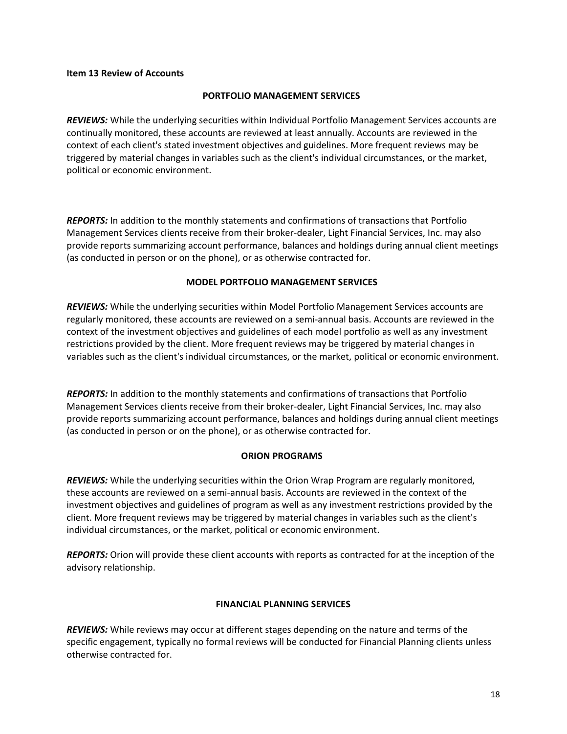**Item 13 Review of Accounts**

**PORTFOLIO MANAGEMENT SERVICES**

***REVIEWS:*** While the underlying securities within Individual Portfolio Management Services accounts are continually monitored, these accounts are reviewed at least annually. Accounts are reviewed in the context of each client's stated investment objectives and guidelines. More frequent reviews may be triggered by material changes in variables such as the client's individual circumstances, or the market, political or economic environment.

***REPORTS:*** In addition to the monthly statements and confirmations of transactions that Portfolio Management Services clients receive from their broker-dealer, Light Financial Services, Inc. may also provide reports summarizing account performance, balances and holdings during annual client meetings (as conducted in person or on the phone), or as otherwise contracted for.

**MODEL PORTFOLIO MANAGEMENT SERVICES**

***REVIEWS:*** While the underlying securities within Model Portfolio Management Services accounts are regularly monitored, these accounts are reviewed on a semi-annual basis. Accounts are reviewed in the context of the investment objectives and guidelines of each model portfolio as well as any investment restrictions provided by the client. More frequent reviews may be triggered by material changes in variables such as the client's individual circumstances, or the market, political or economic environment.

***REPORTS:*** In addition to the monthly statements and confirmations of transactions that Portfolio Management Services clients receive from their broker-dealer, Light Financial Services, Inc. may also provide reports summarizing account performance, balances and holdings during annual client meetings (as conducted in person or on the phone), or as otherwise contracted for.

**ORION PROGRAMS**

***REVIEWS:*** While the underlying securities within the Orion Wrap Program are regularly monitored, these accounts are reviewed on a semi-annual basis. Accounts are reviewed in the context of the investment objectives and guidelines of program as well as any investment restrictions provided by the client. More frequent reviews may be triggered by material changes in variables such as the client's individual circumstances, or the market, political or economic environment.

***REPORTS:*** Orion will provide these client accounts with reports as contracted for at the inception of the advisory relationship.

**FINANCIAL PLANNING SERVICES**

***REVIEWS:*** While reviews may occur at different stages depending on the nature and terms of the specific engagement, typically no formal reviews will be conducted for Financial Planning clients unless otherwise contracted for.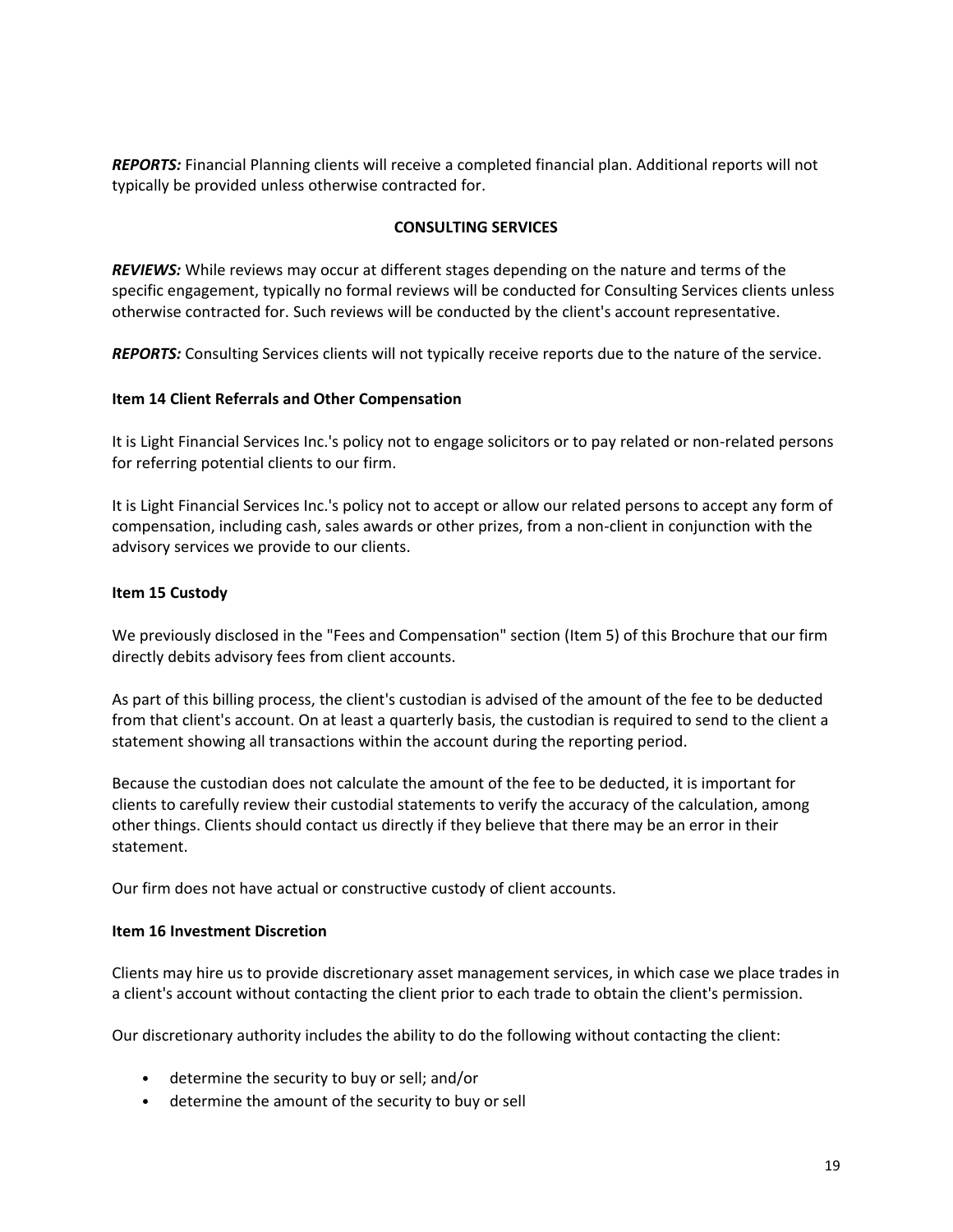***REPORTS:*** Financial Planning clients will receive a completed financial plan. Additional reports will not typically be provided unless otherwise contracted for.

**CONSULTING SERVICES**

***REVIEWS:*** While reviews may occur at different stages depending on the nature and terms of the specific engagement, typically no formal reviews will be conducted for Consulting Services clients unless otherwise contracted for. Such reviews will be conducted by the client's account representative.

***REPORTS:*** Consulting Services clients will not typically receive reports due to the nature of the service.

## Item 14 Client Referrals and Other Compensation

It is Light Financial Services Inc.'s policy not to engage solicitors or to pay related or non-related persons for referring potential clients to our firm.

It is Light Financial Services Inc.'s policy not to accept or allow our related persons to accept any form of compensation, including cash, sales awards or other prizes, from a non-client in conjunction with the advisory services we provide to our clients.

## Item 15 Custody

We previously disclosed in the "Fees and Compensation" section (Item 5) of this Brochure that our firm directly debits advisory fees from client accounts.

As part of this billing process, the client's custodian is advised of the amount of the fee to be deducted from that client's account. On at least a quarterly basis, the custodian is required to send to the client a statement showing all transactions within the account during the reporting period.

Because the custodian does not calculate the amount of the fee to be deducted, it is important for clients to carefully review their custodial statements to verify the accuracy of the calculation, among other things. Clients should contact us directly if they believe that there may be an error in their statement.

Our firm does not have actual or constructive custody of client accounts.

## Item 16 Investment Discretion

Clients may hire us to provide discretionary asset management services, in which case we place trades in a client's account without contacting the client prior to each trade to obtain the client's permission.

Our discretionary authority includes the ability to do the following without contacting the client:

- determine the security to buy or sell; and/or
- determine the amount of the security to buy or sell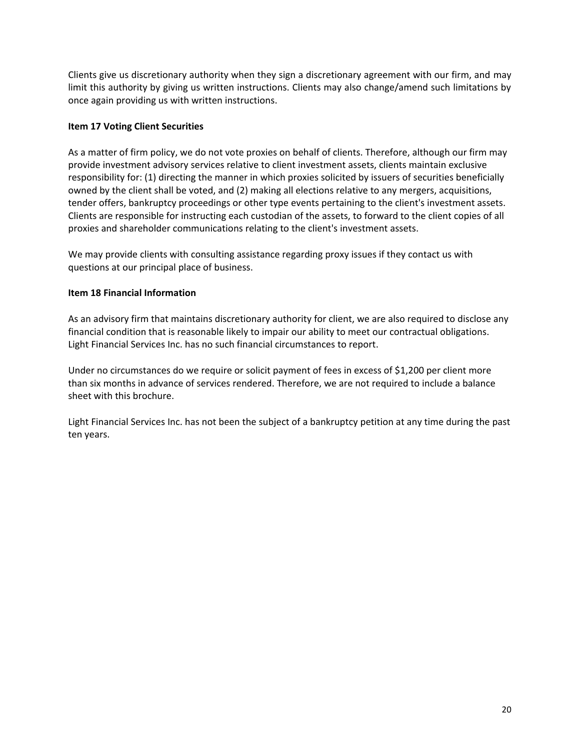Clients give us discretionary authority when they sign a discretionary agreement with our firm, and may limit this authority by giving us written instructions. Clients may also change/amend such limitations by once again providing us with written instructions.

**Item 17 Voting Client Securities**

As a matter of firm policy, we do not vote proxies on behalf of clients. Therefore, although our firm may provide investment advisory services relative to client investment assets, clients maintain exclusive responsibility for: (1) directing the manner in which proxies solicited by issuers of securities beneficially owned by the client shall be voted, and (2) making all elections relative to any mergers, acquisitions, tender offers, bankruptcy proceedings or other type events pertaining to the client's investment assets. Clients are responsible for instructing each custodian of the assets, to forward to the client copies of all proxies and shareholder communications relating to the client's investment assets.

We may provide clients with consulting assistance regarding proxy issues if they contact us with questions at our principal place of business.

**Item 18 Financial Information**

As an advisory firm that maintains discretionary authority for client, we are also required to disclose any financial condition that is reasonable likely to impair our ability to meet our contractual obligations. Light Financial Services Inc. has no such financial circumstances to report.

Under no circumstances do we require or solicit payment of fees in excess of $1,200 per client more than six months in advance of services rendered. Therefore, we are not required to include a balance sheet with this brochure.

Light Financial Services Inc. has not been the subject of a bankruptcy petition at any time during the past ten years.